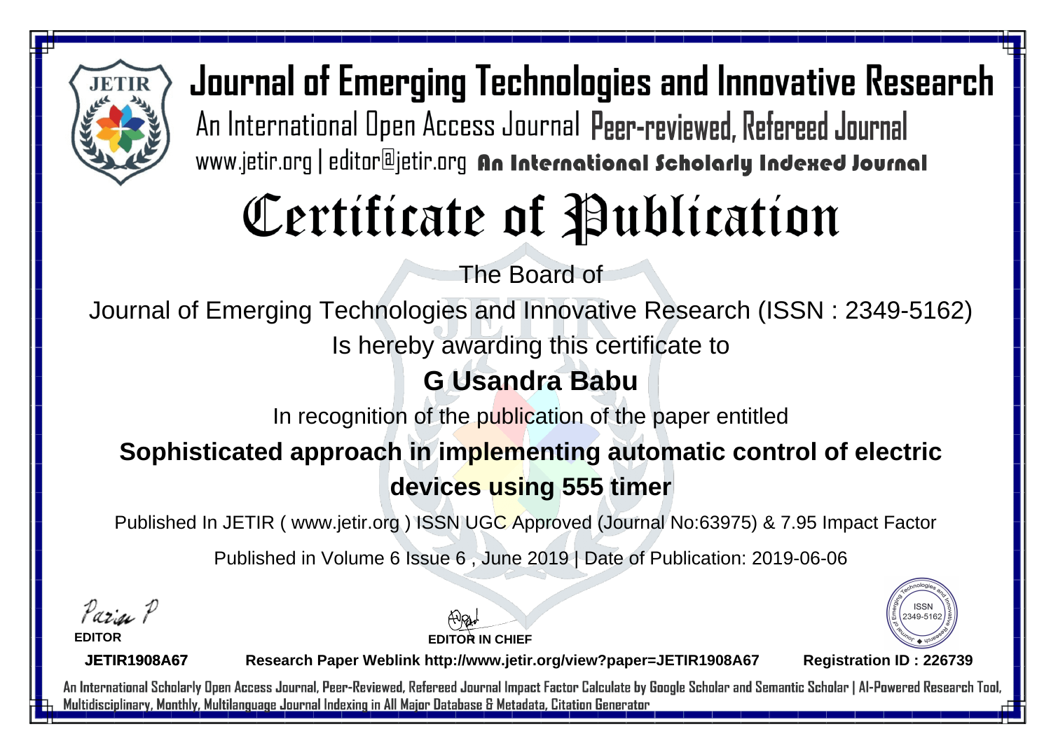# Journal of Emerging Technologies and Innovative Research

An International Open Access Journal Peer-reviewed, Refereed Journal

www.jetir.org | editor@jetir.org An International Scholarly Indexed Journal

# Certificate of Publication

The Board of

Journal of Emerging Technologies and Innovative Research (ISSN : 2349-5162)

Is hereby awarding this certificate to

**G Usandra Babu**

In recognition of the publication of the paper entitled

**Sophisticated approach in implementing automatic control of electric devices using 555 timer**

Published In JETIR ( www.jetir.org ) ISSN UGC Approved (Journal No:63975) & 7.95 Impact Factor

Published in Volume 6 Issue 6 , June 2019 | Date of Publication: 2019-06-06

**EDITOR**

**EDITOR IN CHIEF**

ISSN 2349-5162

**JETIR1908A67** **Research Paper Weblink http://www.jetir.org/view?paper=JETIR1908A67** **Registration ID : 226739**

An International Scholarly Open Access Journal, Peer-Reviewed, Refereed Journal Impact Factor Calculate by Google Scholar and Semantic Scholar | AI-Powered Research Tool, Multidisciplinary, Monthly, Multilanguage Journal Indexing in All Major Database & Metadata, Citation Generator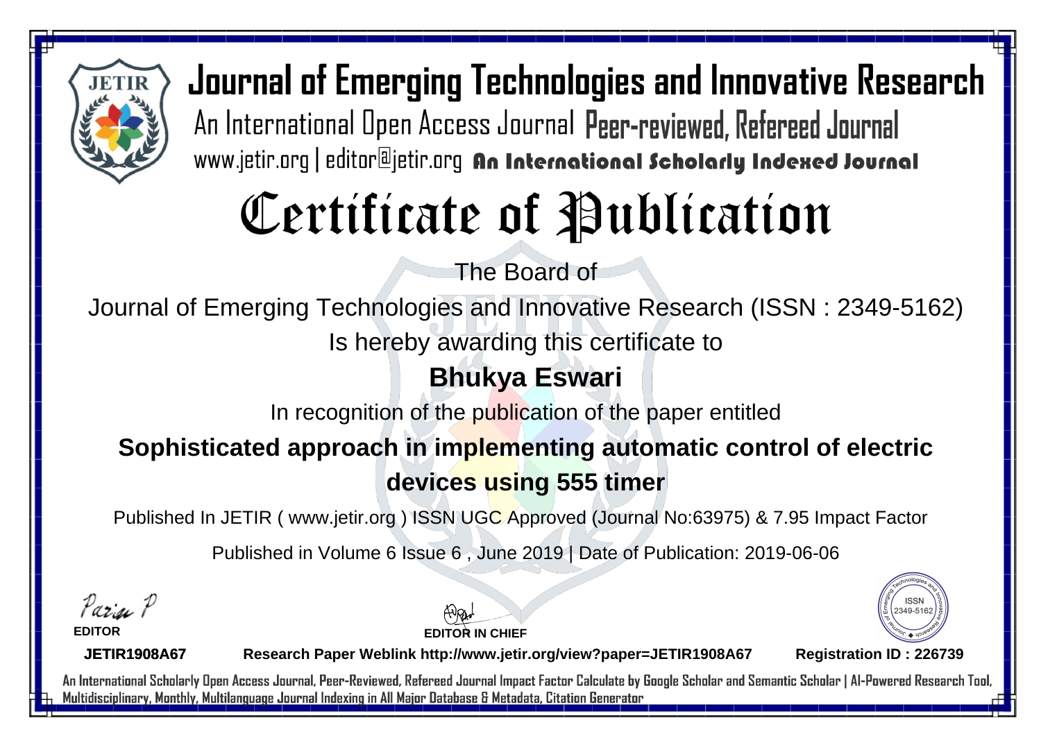# Journal of Emerging Technologies and Innovative Research

An International Open Access Journal Peer-reviewed, Refereed Journal

www.jetir.org | editor@jetir.org An International Scholarly Indexed Journal

# Certificate of Publication

The Board of

Journal of Emerging Technologies and Innovative Research (ISSN : 2349-5162)

Is hereby awarding this certificate to

**Bhukya Eswari**

In recognition of the publication of the paper entitled

**Sophisticated approach in implementing automatic control of electric devices using 555 timer**

Published In JETIR ( www.jetir.org ) ISSN UGC Approved (Journal No:63975) & 7.95 Impact Factor

Published in Volume 6 Issue 6 , June 2019 | Date of Publication: 2019-06-06

**EDITOR**

**EDITOR IN CHIEF**

ISSN 2349-5162

**JETIR1908A67** **Research Paper Weblink http://www.jetir.org/view?paper=JETIR1908A67** **Registration ID : 226739**

An International Scholarly Open Access Journal, Peer-Reviewed, Refereed Journal Impact Factor Calculate by Google Scholar and Semantic Scholar | AI-Powered Research Tool, Multidisciplinary, Monthly, Multilanguage Journal Indexing in All Major Database & Metadata, Citation Generator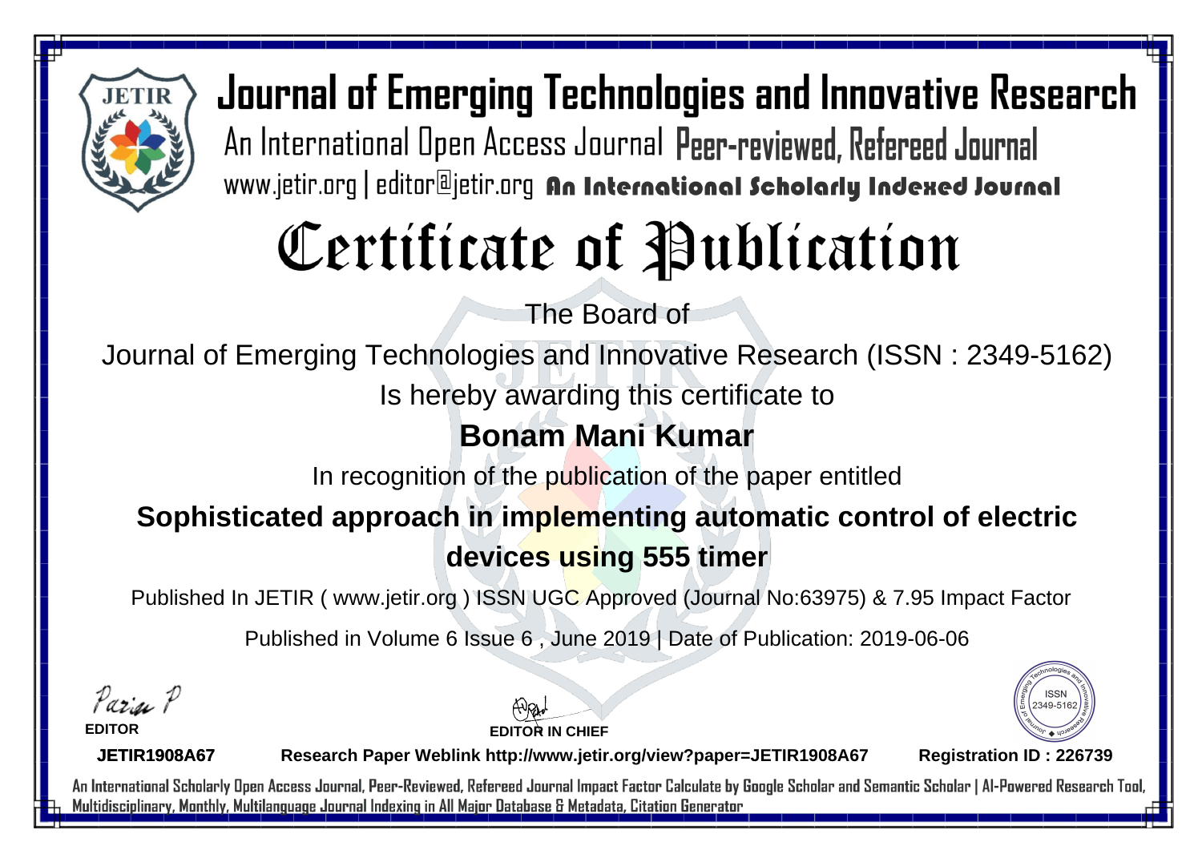# Journal of Emerging Technologies and Innovative Research

An International Open Access Journal Peer-reviewed, Refereed Journal

www.jetir.org | editor@jetir.org An International Scholarly Indexed Journal

# Certificate of Publication

The Board of

Journal of Emerging Technologies and Innovative Research (ISSN : 2349-5162)

Is hereby awarding this certificate to

## Bonam Mani Kumar

In recognition of the publication of the paper entitled

## Sophisticated approach in implementing automatic control of electric devices using 555 timer

Published In JETIR ( www.jetir.org ) ISSN UGC Approved (Journal No:63975) & 7.95 Impact Factor

Published in Volume 6 Issue 6 , June 2019 | Date of Publication: 2019-06-06

**EDITOR**

**EDITOR IN CHIEF**

ISSN 2349-5162

**JETIR1908A67**

**Research Paper Weblink http://www.jetir.org/view?paper=JETIR1908A67**

**Registration ID : 226739**

An International Scholarly Open Access Journal, Peer-Reviewed, Refereed Journal Impact Factor Calculate by Google Scholar and Semantic Scholar | AI-Powered Research Tool, Multidisciplinary, Monthly, Multilanguage Journal Indexing in All Major Database & Metadata, Citation Generator